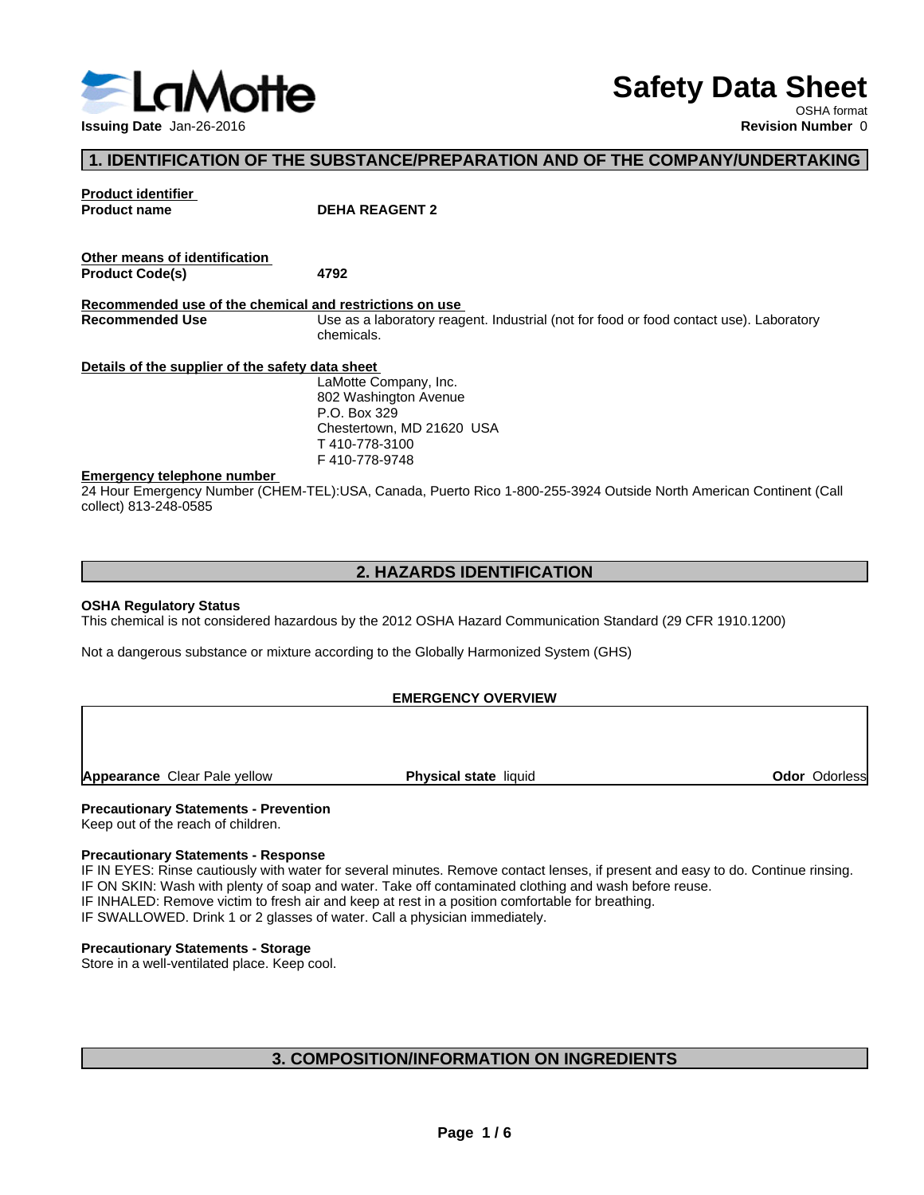LaMotte

# Safety Data Sheet

OSHA format

**Issuing Date** Jan-26-2016

**Revision Number** 0

## 1. IDENTIFICATION OF THE SUBSTANCE/PREPARATION AND OF THE COMPANY/UNDERTAKING

**Product identifier**

**Product name** **DEHA REAGENT 2**

**Other means of identification**

**Product Code(s)** **4792**

**Recommended use of the chemical and restrictions on use**

**Recommended Use** Use as a laboratory reagent. Industrial (not for food or food contact use). Laboratory chemicals.

**Details of the supplier of the safety data sheet**

LaMotte Company, Inc.
802 Washington Avenue
P.O. Box 329
Chestertown, MD 21620 USA
T 410-778-3100
F 410-778-9748

**Emergency telephone number**

24 Hour Emergency Number (CHEM-TEL):USA, Canada, Puerto Rico 1-800-255-3924 Outside North American Continent (Call collect) 813-248-0585

## 2. HAZARDS IDENTIFICATION

**OSHA Regulatory Status**

This chemical is not considered hazardous by the 2012 OSHA Hazard Communication Standard (29 CFR 1910.1200)

Not a dangerous substance or mixture according to the Globally Harmonized System (GHS)

**EMERGENCY OVERVIEW**

**Appearance** Clear Pale yellow **Physical state** liquid **Odor** Odorless

**Precautionary Statements - Prevention**

Keep out of the reach of children.

**Precautionary Statements - Response**

IF IN EYES: Rinse cautiously with water for several minutes. Remove contact lenses, if present and easy to do. Continue rinsing.
IF ON SKIN: Wash with plenty of soap and water. Take off contaminated clothing and wash before reuse.
IF INHALED: Remove victim to fresh air and keep at rest in a position comfortable for breathing.
IF SWALLOWED. Drink 1 or 2 glasses of water. Call a physician immediately.

**Precautionary Statements - Storage**

Store in a well-ventilated place. Keep cool.

## 3. COMPOSITION/INFORMATION ON INGREDIENTS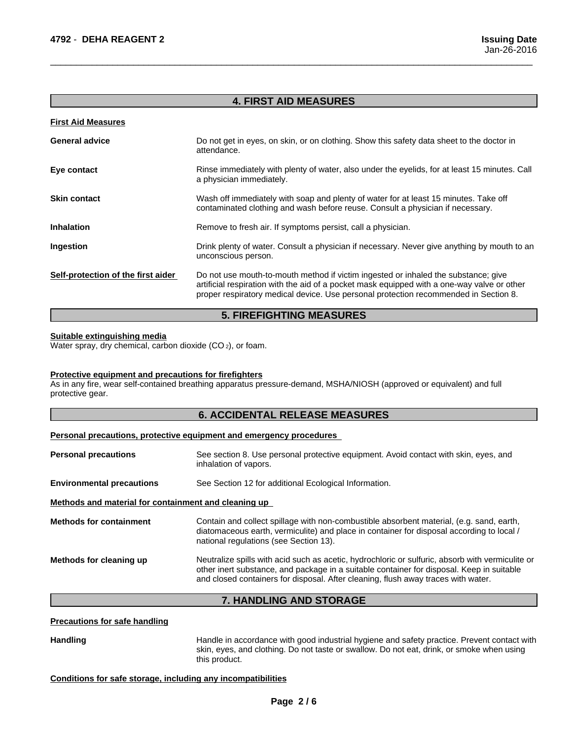## 4. FIRST AID MEASURES

### First Aid Measures

**General advice**
Do not get in eyes, on skin, or on clothing. Show this safety data sheet to the doctor in attendance.

**Eye contact**
Rinse immediately with plenty of water, also under the eyelids, for at least 15 minutes. Call a physician immediately.

**Skin contact**
Wash off immediately with soap and plenty of water for at least 15 minutes. Take off contaminated clothing and wash before reuse. Consult a physician if necessary.

**Inhalation**
Remove to fresh air. If symptoms persist, call a physician.

**Ingestion**
Drink plenty of water. Consult a physician if necessary. Never give anything by mouth to an unconscious person.

**Self-protection of the first aider**
Do not use mouth-to-mouth method if victim ingested or inhaled the substance; give artificial respiration with the aid of a pocket mask equipped with a one-way valve or other proper respiratory medical device. Use personal protection recommended in Section 8.

## 5. FIREFIGHTING MEASURES

### Suitable extinguishing media

Water spray, dry chemical, carbon dioxide ($CO_2$), or foam.

### Protective equipment and precautions for firefighters

As in any fire, wear self-contained breathing apparatus pressure-demand, MSHA/NIOSH (approved or equivalent) and full protective gear.

## 6. ACCIDENTAL RELEASE MEASURES

### Personal precautions, protective equipment and emergency procedures

**Personal precautions**
See section 8. Use personal protective equipment. Avoid contact with skin, eyes, and inhalation of vapors.

**Environmental precautions**
See Section 12 for additional Ecological Information.

### Methods and material for containment and cleaning up

**Methods for containment**
Contain and collect spillage with non-combustible absorbent material, (e.g. sand, earth, diatomaceous earth, vermiculite) and place in container for disposal according to local / national regulations (see Section 13).

**Methods for cleaning up**
Neutralize spills with acid such as acetic, hydrochloric or sulfuric, absorb with vermiculite or other inert substance, and package in a suitable container for disposal. Keep in suitable and closed containers for disposal. After cleaning, flush away traces with water.

## 7. HANDLING AND STORAGE

### Precautions for safe handling

**Handling**
Handle in accordance with good industrial hygiene and safety practice. Prevent contact with skin, eyes, and clothing. Do not taste or swallow. Do not eat, drink, or smoke when using this product.

### Conditions for safe storage, including any incompatibilities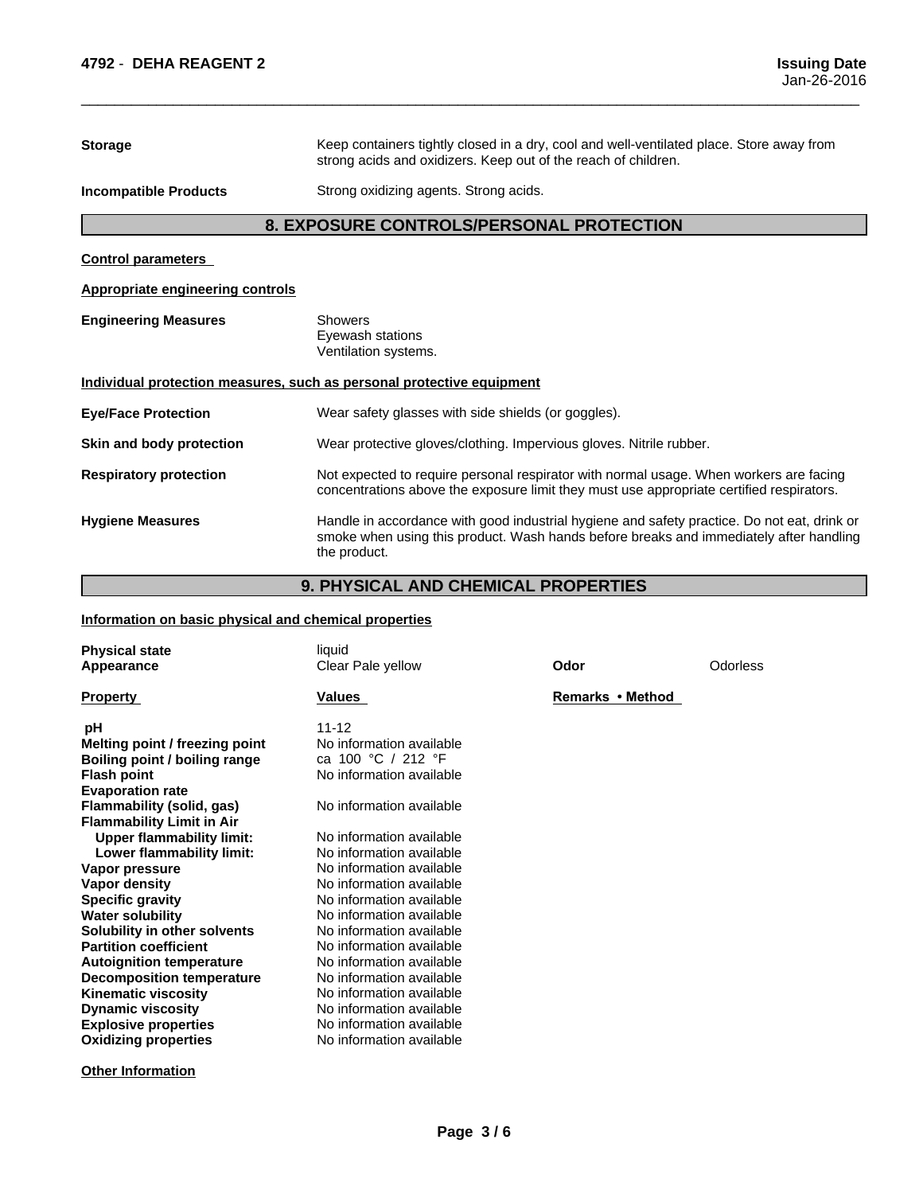**Storage** Keep containers tightly closed in a dry, cool and well-ventilated place. Store away from strong acids and oxidizers. Keep out of the reach of children.

**Incompatible Products** Strong oxidizing agents. Strong acids.

## 8. EXPOSURE CONTROLS/PERSONAL PROTECTION

**Control parameters**

**Appropriate engineering controls**

**Engineering Measures** Showers
Eyewash stations
Ventilation systems.

**Individual protection measures, such as personal protective equipment**

**Eye/Face Protection** Wear safety glasses with side shields (or goggles).

**Skin and body protection** Wear protective gloves/clothing. Impervious gloves. Nitrile rubber.

**Respiratory protection** Not expected to require personal respirator with normal usage. When workers are facing concentrations above the exposure limit they must use appropriate certified respirators.

**Hygiene Measures** Handle in accordance with good industrial hygiene and safety practice. Do not eat, drink or smoke when using this product. Wash hands before breaks and immediately after handling the product.

## 9. PHYSICAL AND CHEMICAL PROPERTIES

**Information on basic physical and chemical properties**

**Physical state** liquid
**Appearance** Clear Pale yellow **Odor** Odorless

| Property | Values | Remarks • Method |
|---|---|---|
| **pH** | 11-12 | |
| **Melting point / freezing point** | No information available | |
| **Boiling point / boiling range** | ca 100 °C / 212 °F | |
| **Flash point** | No information available | |
| **Evaporation rate** | | |
| **Flammability (solid, gas)** | No information available | |
| **Flammability Limit in Air** | | |
| **Upper flammability limit:** | No information available | |
| **Lower flammability limit:** | No information available | |
| **Vapor pressure** | No information available | |
| **Vapor density** | No information available | |
| **Specific gravity** | No information available | |
| **Water solubility** | No information available | |
| **Solubility in other solvents** | No information available | |
| **Partition coefficient** | No information available | |
| **Autoignition temperature** | No information available | |
| **Decomposition temperature** | No information available | |
| **Kinematic viscosity** | No information available | |
| **Dynamic viscosity** | No information available | |
| **Explosive properties** | No information available | |
| **Oxidizing properties** | No information available | |

**Other Information**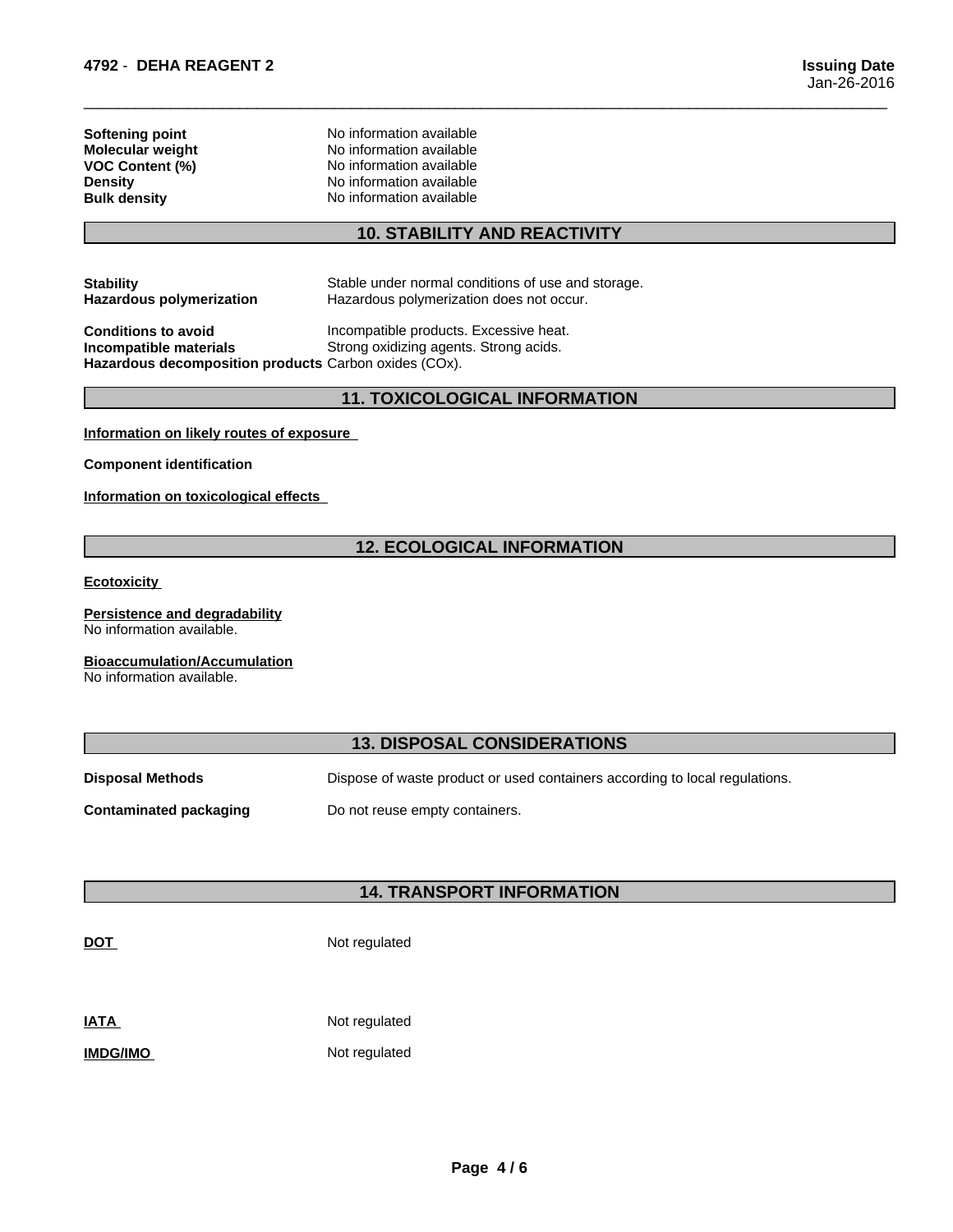| | |
|---|---|
| **Softening point** | No information available |
| **Molecular weight** | No information available |
| **VOC Content (%)** | No information available |
| **Density** | No information available |
| **Bulk density** | No information available |

## 10. STABILITY AND REACTIVITY

| | |
|---|---|
| **Stability** | Stable under normal conditions of use and storage. |
| **Hazardous polymerization** | Hazardous polymerization does not occur. |
| **Conditions to avoid** | Incompatible products. Excessive heat. |
| **Incompatible materials** | Strong oxidizing agents. Strong acids. |
| **Hazardous decomposition products** | Carbon oxides (COx). |

## 11. TOXICOLOGICAL INFORMATION

**Information on likely routes of exposure**

**Component identification**

**Information on toxicological effects**

## 12. ECOLOGICAL INFORMATION

**Ecotoxicity**

**Persistence and degradability**
No information available.

**Bioaccumulation/Accumulation**
No information available.

## 13. DISPOSAL CONSIDERATIONS

| | |
|---|---|
| **Disposal Methods** | Dispose of waste product or used containers according to local regulations. |
| **Contaminated packaging** | Do not reuse empty containers. |

## 14. TRANSPORT INFORMATION

| | |
|---|---|
| **DOT** | Not regulated |
| **IATA** | Not regulated |
| **IMDG/IMO** | Not regulated |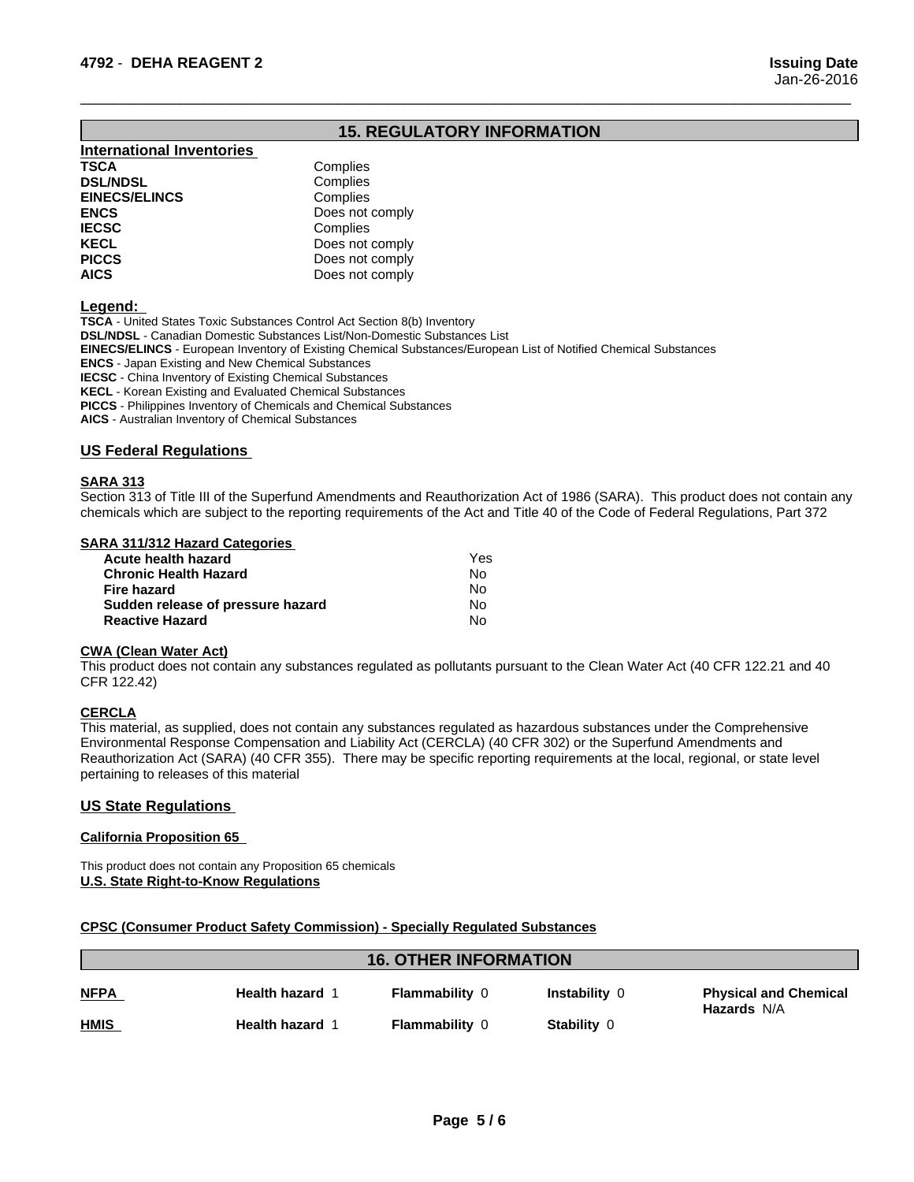## 15. REGULATORY INFORMATION

### International Inventories

| | |
|---|---|
| **TSCA** | Complies |
| **DSL/NDSL** | Complies |
| **EINECS/ELINCS** | Complies |
| **ENCS** | Does not comply |
| **IECSC** | Complies |
| **KECL** | Does not comply |
| **PICCS** | Does not comply |
| **AICS** | Does not comply |

**Legend:**

**TSCA** - United States Toxic Substances Control Act Section 8(b) Inventory
**DSL/NDSL** - Canadian Domestic Substances List/Non-Domestic Substances List
**EINECS/ELINCS** - European Inventory of Existing Chemical Substances/European List of Notified Chemical Substances
**ENCS** - Japan Existing and New Chemical Substances
**IECSC** - China Inventory of Existing Chemical Substances
**KECL** - Korean Existing and Evaluated Chemical Substances
**PICCS** - Philippines Inventory of Chemicals and Chemical Substances
**AICS** - Australian Inventory of Chemical Substances

### US Federal Regulations

**SARA 313**

Section 313 of Title III of the Superfund Amendments and Reauthorization Act of 1986 (SARA). This product does not contain any chemicals which are subject to the reporting requirements of the Act and Title 40 of the Code of Federal Regulations, Part 372

**SARA 311/312 Hazard Categories**

| | |
|---|---|
| **Acute health hazard** | Yes |
| **Chronic Health Hazard** | No |
| **Fire hazard** | No |
| **Sudden release of pressure hazard** | No |
| **Reactive Hazard** | No |

**CWA (Clean Water Act)**

This product does not contain any substances regulated as pollutants pursuant to the Clean Water Act (40 CFR 122.21 and 40 CFR 122.42)

**CERCLA**

This material, as supplied, does not contain any substances regulated as hazardous substances under the Comprehensive Environmental Response Compensation and Liability Act (CERCLA) (40 CFR 302) or the Superfund Amendments and Reauthorization Act (SARA) (40 CFR 355). There may be specific reporting requirements at the local, regional, or state level pertaining to releases of this material

### US State Regulations

**California Proposition 65**

This product does not contain any Proposition 65 chemicals

**U.S. State Right-to-Know Regulations**

**CPSC (Consumer Product Safety Commission) - Specially Regulated Substances**

## 16. OTHER INFORMATION

| | | | | |
|---|---|---|---|---|
| **NFPA** | **Health hazard** 1 | **Flammability** 0 | **Instability** 0 | **Physical and Chemical Hazards** N/A |
| **HMIS** | **Health hazard** 1 | **Flammability** 0 | **Stability** 0 | |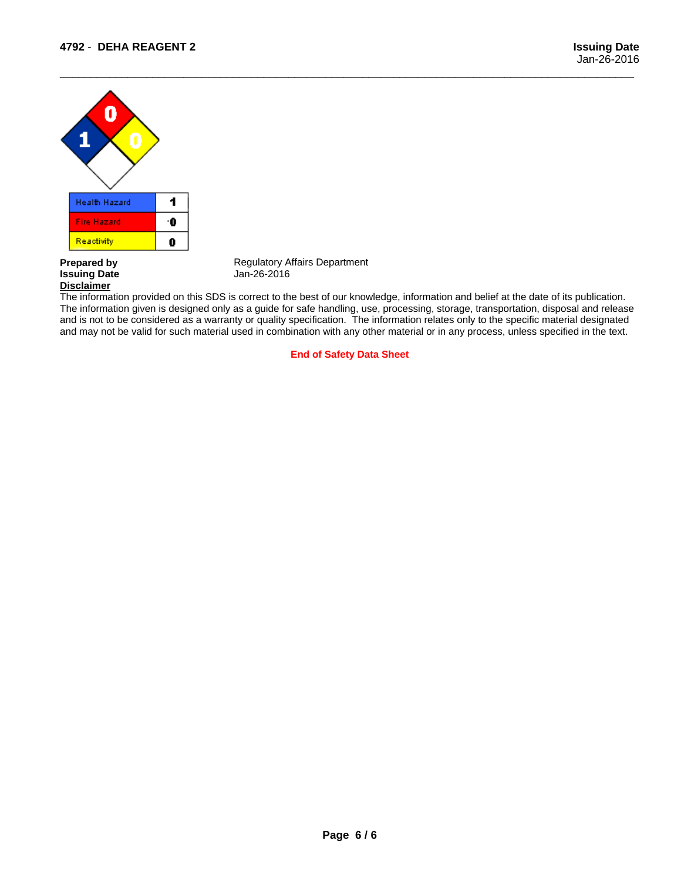| | |
|---|---|
| Health Hazard | 1 |
| Fire Hazard | 0 |
| Reactivity | 0 |

**Prepared by** Regulatory Affairs Department
**Issuing Date** Jan-26-2016

**Disclaimer**

The information provided on this SDS is correct to the best of our knowledge, information and belief at the date of its publication. The information given is designed only as a guide for safe handling, use, processing, storage, transportation, disposal and release and is not to be considered as a warranty or quality specification. The information relates only to the specific material designated and may not be valid for such material used in combination with any other material or in any process, unless specified in the text.

**End of Safety Data Sheet**